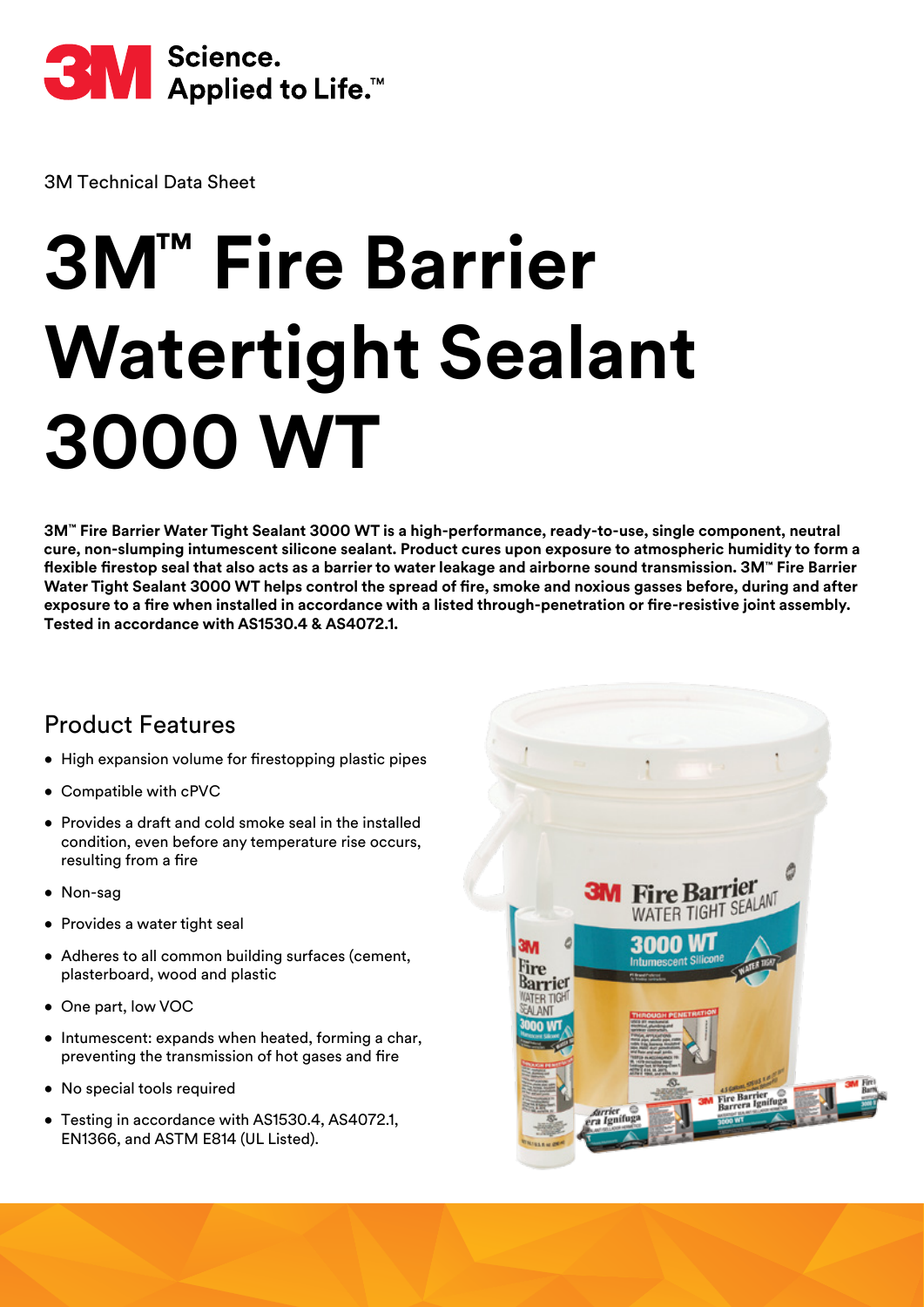3M Science. Applied to Life.™

3M Technical Data Sheet

# 3M™ Fire Barrier Watertight Sealant 3000 WT

**3M™ Fire Barrier Water Tight Sealant 3000 WT is a high-performance, ready-to-use, single component, neutral cure, non-slumping intumescent silicone sealant. Product cures upon exposure to atmospheric humidity to form a flexible firestop seal that also acts as a barrier to water leakage and airborne sound transmission. 3M™ Fire Barrier Water Tight Sealant 3000 WT helps control the spread of fire, smoke and noxious gasses before, during and after exposure to a fire when installed in accordance with a listed through-penetration or fire-resistive joint assembly. Tested in accordance with AS1530.4 & AS4072.1.**

## Product Features

- High expansion volume for firestopping plastic pipes
- Compatible with cPVC
- Provides a draft and cold smoke seal in the installed condition, even before any temperature rise occurs, resulting from a fire
- Non-sag
- Provides a water tight seal
- Adheres to all common building surfaces (cement, plasterboard, wood and plastic
- One part, low VOC
- Intumescent: expands when heated, forming a char, preventing the transmission of hot gases and fire
- No special tools required
- Testing in accordance with AS1530.4, AS4072.1, EN1366, and ASTM E814 (UL Listed).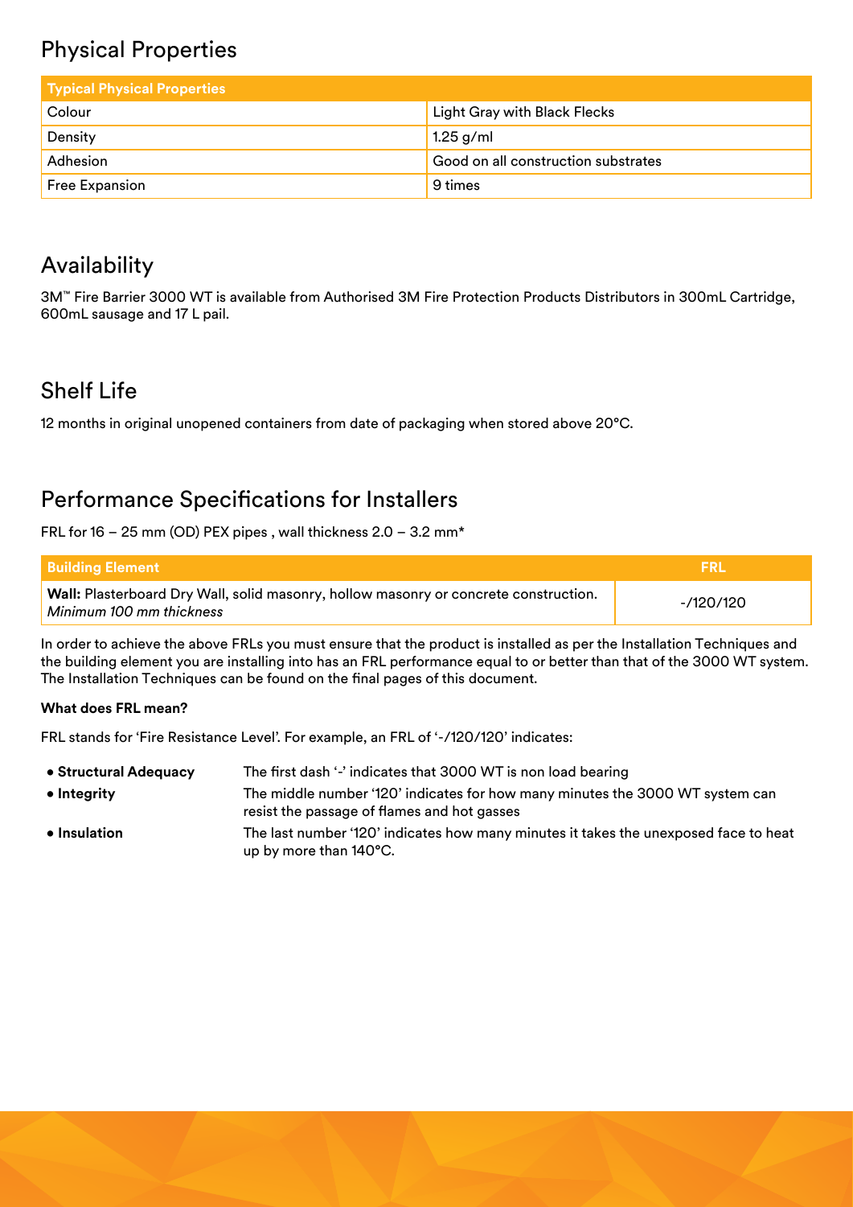## Physical Properties

| Typical Physical Properties | |
|---|---|
| Colour | Light Gray with Black Flecks |
| Density | 1.25 g/ml |
| Adhesion | Good on all construction substrates |
| Free Expansion | 9 times |

## Availability

3M™ Fire Barrier 3000 WT is available from Authorised 3M Fire Protection Products Distributors in 300mL Cartridge, 600mL sausage and 17 L pail.

## Shelf Life

12 months in original unopened containers from date of packaging when stored above 20°C.

## Performance Specifications for Installers

FRL for 16 – 25 mm (OD) PEX pipes , wall thickness 2.0 – 3.2 mm*

| Building Element | FRL |
|---|---|
| **Wall:** Plasterboard Dry Wall, solid masonry, hollow masonry or concrete construction. *Minimum 100 mm thickness* | -/120/120 |

In order to achieve the above FRLs you must ensure that the product is installed as per the Installation Techniques and the building element you are installing into has an FRL performance equal to or better than that of the 3000 WT system. The Installation Techniques can be found on the final pages of this document.

**What does FRL mean?**

FRL stands for 'Fire Resistance Level'. For example, an FRL of '-/120/120' indicates:

- **Structural Adequacy** — The first dash '-' indicates that 3000 WT is non load bearing
- **Integrity** — The middle number '120' indicates for how many minutes the 3000 WT system can resist the passage of flames and hot gasses
- **Insulation** — The last number '120' indicates how many minutes it takes the unexposed face to heat up by more than 140°C.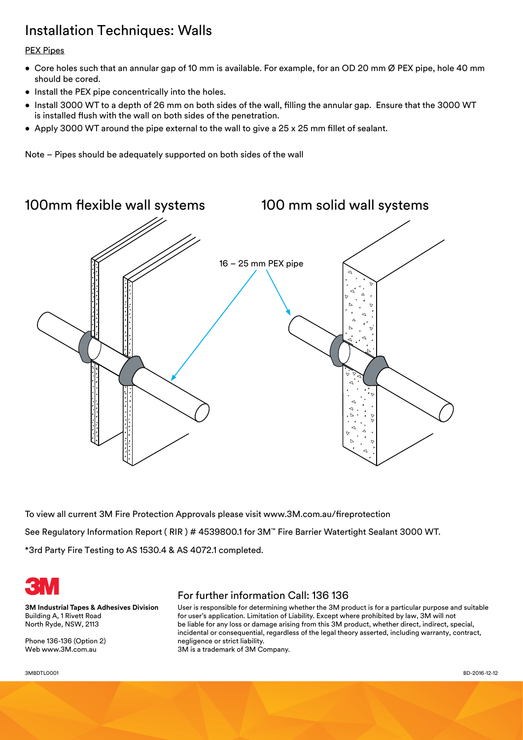# Installation Techniques: Walls

PEX Pipes

- Core holes such that an annular gap of 10 mm is available. For example, for an OD 20 mm Ø PEX pipe, hole 40 mm should be cored.
- Install the PEX pipe concentrically into the holes.
- Install 3000 WT to a depth of 26 mm on both sides of the wall, filling the annular gap. Ensure that the 3000 WT is installed flush with the wall on both sides of the penetration.
- Apply 3000 WT around the pipe external to the wall to give a 25 x 25 mm fillet of sealant.

Note – Pipes should be adequately supported on both sides of the wall

## 100mm flexible wall systems

## 100 mm solid wall systems

16 – 25 mm PEX pipe

To view all current 3M Fire Protection Approvals please visit www.3M.com.au/fireprotection

See Regulatory Information Report ( RIR ) # 4539800.1 for 3M™ Fire Barrier Watertight Sealant 3000 WT.

*3rd Party Fire Testing to AS 1530.4 & AS 4072.1 completed.

**3M Industrial Tapes & Adhesives Division**
Building A, 1 Rivett Road
North Ryde, NSW, 2113

Phone 136-136 (Option 2)
Web www.3M.com.au

## For further information Call: 136 136

User is responsible for determining whether the 3M product is for a particular purpose and suitable for user's application. Limitation of Liability. Except where prohibited by law, 3M will not be liable for any loss or damage arising from this 3M product, whether direct, indirect, special, incidental or consequential, regardless of the legal theory asserted, including warranty, contract, negligence or strict liability.
3M is a trademark of 3M Company.

3MBDTL0001

BD-2016-12-12